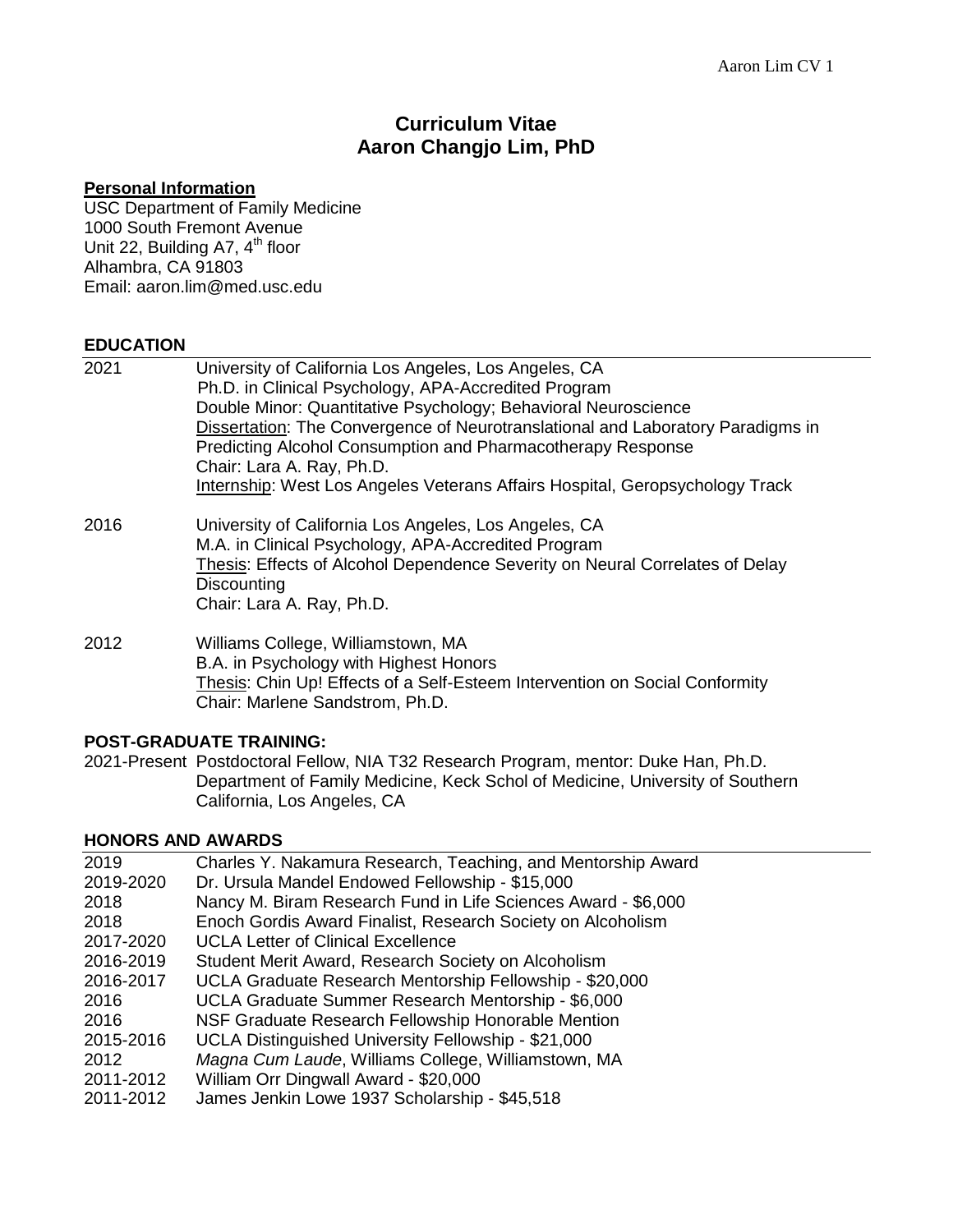# Curriculum Vitae
# Aaron Changjo Lim, PhD

**Personal Information**

USC Department of Family Medicine
1000 South Fremont Avenue
Unit 22, Building A7, 4th floor
Alhambra, CA 91803
Email: aaron.lim@med.usc.edu

## EDUCATION

2021 University of California Los Angeles, Los Angeles, CA
Ph.D. in Clinical Psychology, APA-Accredited Program
Double Minor: Quantitative Psychology; Behavioral Neuroscience
Dissertation: The Convergence of Neurotranslational and Laboratory Paradigms in Predicting Alcohol Consumption and Pharmacotherapy Response
Chair: Lara A. Ray, Ph.D.
Internship: West Los Angeles Veterans Affairs Hospital, Geropsychology Track

2016 University of California Los Angeles, Los Angeles, CA
M.A. in Clinical Psychology, APA-Accredited Program
Thesis: Effects of Alcohol Dependence Severity on Neural Correlates of Delay Discounting
Chair: Lara A. Ray, Ph.D.

2012 Williams College, Williamstown, MA
B.A. in Psychology with Highest Honors
Thesis: Chin Up! Effects of a Self-Esteem Intervention on Social Conformity
Chair: Marlene Sandstrom, Ph.D.

## POST-GRADUATE TRAINING:

2021-Present Postdoctoral Fellow, NIA T32 Research Program, mentor: Duke Han, Ph.D.
Department of Family Medicine, Keck Schol of Medicine, University of Southern California, Los Angeles, CA

## HONORS AND AWARDS

| | |
|---|---|
| 2019 | Charles Y. Nakamura Research, Teaching, and Mentorship Award |
| 2019-2020 | Dr. Ursula Mandel Endowed Fellowship - $15,000 |
| 2018 | Nancy M. Biram Research Fund in Life Sciences Award - $6,000 |
| 2018 | Enoch Gordis Award Finalist, Research Society on Alcoholism |
| 2017-2020 | UCLA Letter of Clinical Excellence |
| 2016-2019 | Student Merit Award, Research Society on Alcoholism |
| 2016-2017 | UCLA Graduate Research Mentorship Fellowship - $20,000 |
| 2016 | UCLA Graduate Summer Research Mentorship - $6,000 |
| 2016 | NSF Graduate Research Fellowship Honorable Mention |
| 2015-2016 | UCLA Distinguished University Fellowship - $21,000 |
| 2012 | *Magna Cum Laude*, Williams College, Williamstown, MA |
| 2011-2012 | William Orr Dingwall Award - $20,000 |
| 2011-2012 | James Jenkin Lowe 1937 Scholarship - $45,518 |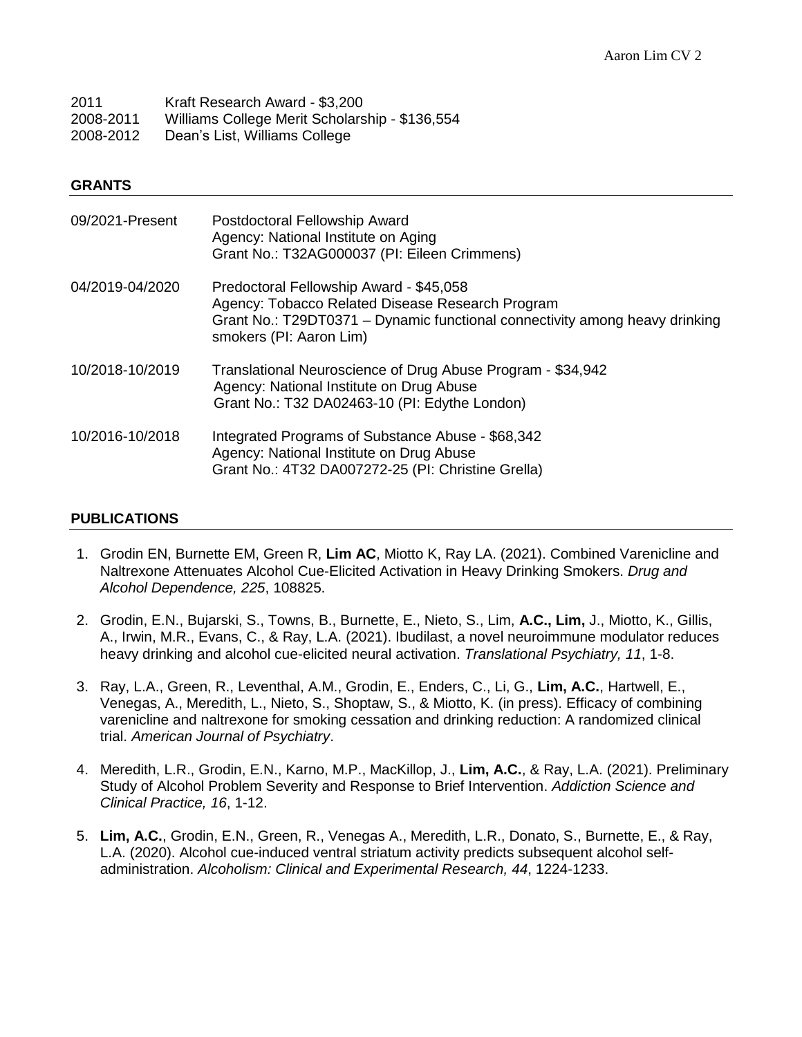2011 Kraft Research Award - $3,200
2008-2011 Williams College Merit Scholarship - $136,554
2008-2012 Dean's List, Williams College

## GRANTS

09/2021-Present Postdoctoral Fellowship Award
Agency: National Institute on Aging
Grant No.: T32AG000037 (PI: Eileen Crimmens)

04/2019-04/2020 Predoctoral Fellowship Award - $45,058
Agency: Tobacco Related Disease Research Program
Grant No.: T29DT0371 – Dynamic functional connectivity among heavy drinking smokers (PI: Aaron Lim)

10/2018-10/2019 Translational Neuroscience of Drug Abuse Program - $34,942
Agency: National Institute on Drug Abuse
Grant No.: T32 DA02463-10 (PI: Edythe London)

10/2016-10/2018 Integrated Programs of Substance Abuse - $68,342
Agency: National Institute on Drug Abuse
Grant No.: 4T32 DA007272-25 (PI: Christine Grella)

## PUBLICATIONS

1. Grodin EN, Burnette EM, Green R, **Lim AC**, Miotto K, Ray LA. (2021). Combined Varenicline and Naltrexone Attenuates Alcohol Cue-Elicited Activation in Heavy Drinking Smokers. *Drug and Alcohol Dependence, 225*, 108825.

2. Grodin, E.N., Bujarski, S., Towns, B., Burnette, E., Nieto, S., Lim, **A.C., Lim,** J., Miotto, K., Gillis, A., Irwin, M.R., Evans, C., & Ray, L.A. (2021). Ibudilast, a novel neuroimmune modulator reduces heavy drinking and alcohol cue-elicited neural activation. *Translational Psychiatry, 11*, 1-8.

3. Ray, L.A., Green, R., Leventhal, A.M., Grodin, E., Enders, C., Li, G., **Lim, A.C.**, Hartwell, E., Venegas, A., Meredith, L., Nieto, S., Shoptaw, S., & Miotto, K. (in press). Efficacy of combining varenicline and naltrexone for smoking cessation and drinking reduction: A randomized clinical trial. *American Journal of Psychiatry*.

4. Meredith, L.R., Grodin, E.N., Karno, M.P., MacKillop, J., **Lim, A.C.**, & Ray, L.A. (2021). Preliminary Study of Alcohol Problem Severity and Response to Brief Intervention. *Addiction Science and Clinical Practice, 16*, 1-12.

5. **Lim, A.C.**, Grodin, E.N., Green, R., Venegas A., Meredith, L.R., Donato, S., Burnette, E., & Ray, L.A. (2020). Alcohol cue-induced ventral striatum activity predicts subsequent alcohol self-administration. *Alcoholism: Clinical and Experimental Research, 44*, 1224-1233.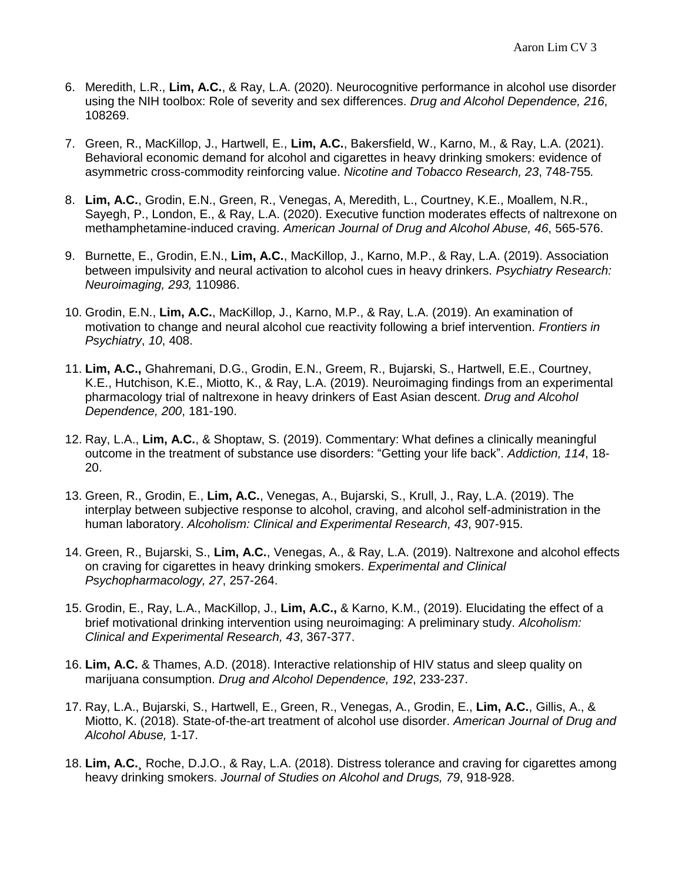6. Meredith, L.R., **Lim, A.C.**, & Ray, L.A. (2020). Neurocognitive performance in alcohol use disorder using the NIH toolbox: Role of severity and sex differences. *Drug and Alcohol Dependence, 216*, 108269.

7. Green, R., MacKillop, J., Hartwell, E., **Lim, A.C.**, Bakersfield, W., Karno, M., & Ray, L.A. (2021). Behavioral economic demand for alcohol and cigarettes in heavy drinking smokers: evidence of asymmetric cross-commodity reinforcing value. *Nicotine and Tobacco Research, 23*, 748-755*.*

8. **Lim, A.C.**, Grodin, E.N., Green, R., Venegas, A, Meredith, L., Courtney, K.E., Moallem, N.R., Sayegh, P., London, E., & Ray, L.A. (2020). Executive function moderates effects of naltrexone on methamphetamine-induced craving. *American Journal of Drug and Alcohol Abuse, 46*, 565-576.

9. Burnette, E., Grodin, E.N., **Lim, A.C.**, MacKillop, J., Karno, M.P., & Ray, L.A. (2019). Association between impulsivity and neural activation to alcohol cues in heavy drinkers. *Psychiatry Research: Neuroimaging, 293,* 110986.

10. Grodin, E.N., **Lim, A.C.**, MacKillop, J., Karno, M.P., & Ray, L.A. (2019). An examination of motivation to change and neural alcohol cue reactivity following a brief intervention. *Frontiers in Psychiatry*, *10*, 408.

11. **Lim, A.C.,** Ghahremani, D.G., Grodin, E.N., Greem, R., Bujarski, S., Hartwell, E.E., Courtney, K.E., Hutchison, K.E., Miotto, K., & Ray, L.A. (2019). Neuroimaging findings from an experimental pharmacology trial of naltrexone in heavy drinkers of East Asian descent. *Drug and Alcohol Dependence, 200*, 181-190.

12. Ray, L.A., **Lim, A.C.**, & Shoptaw, S. (2019). Commentary: What defines a clinically meaningful outcome in the treatment of substance use disorders: "Getting your life back". *Addiction, 114*, 18-20.

13. Green, R., Grodin, E., **Lim, A.C.**, Venegas, A., Bujarski, S., Krull, J., Ray, L.A. (2019). The interplay between subjective response to alcohol, craving, and alcohol self-administration in the human laboratory. *Alcoholism: Clinical and Experimental Research, 43*, 907-915.

14. Green, R., Bujarski, S., **Lim, A.C.**, Venegas, A., & Ray, L.A. (2019). Naltrexone and alcohol effects on craving for cigarettes in heavy drinking smokers. *Experimental and Clinical Psychopharmacology, 27*, 257-264.

15. Grodin, E., Ray, L.A., MacKillop, J., **Lim, A.C.,** & Karno, K.M., (2019). Elucidating the effect of a brief motivational drinking intervention using neuroimaging: A preliminary study. *Alcoholism: Clinical and Experimental Research, 43*, 367-377.

16. **Lim, A.C.** & Thames, A.D. (2018). Interactive relationship of HIV status and sleep quality on marijuana consumption. *Drug and Alcohol Dependence, 192*, 233-237.

17. Ray, L.A., Bujarski, S., Hartwell, E., Green, R., Venegas, A., Grodin, E., **Lim, A.C.**, Gillis, A., & Miotto, K. (2018). State-of-the-art treatment of alcohol use disorder. *American Journal of Drug and Alcohol Abuse,* 1-17.

18. **Lim, A.C.**, Roche, D.J.O., & Ray, L.A. (2018). Distress tolerance and craving for cigarettes among heavy drinking smokers. *Journal of Studies on Alcohol and Drugs, 79*, 918-928.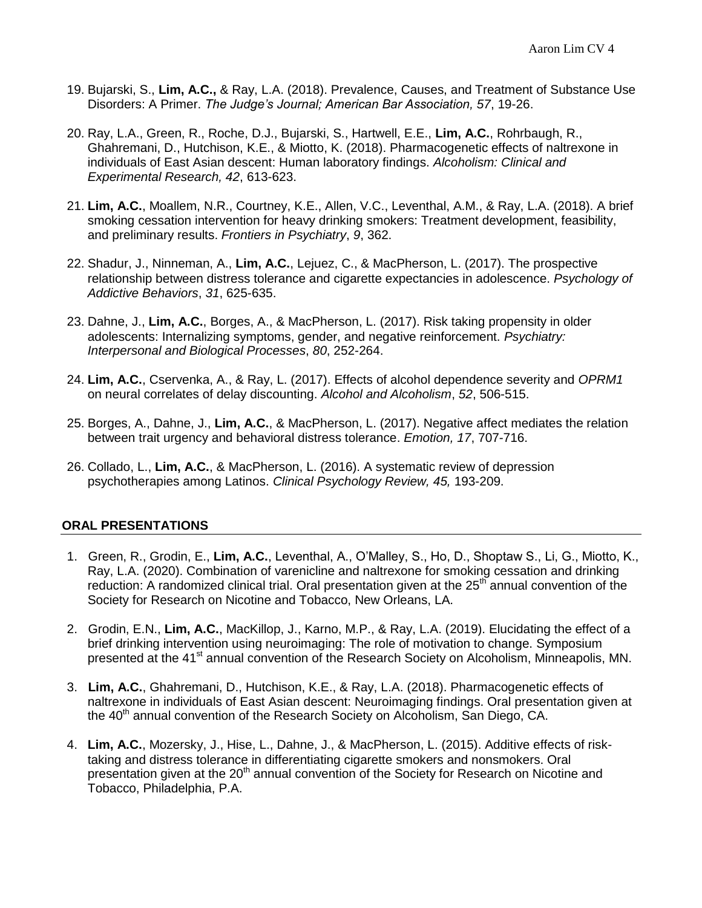19. Bujarski, S., **Lim, A.C.,** & Ray, L.A. (2018). Prevalence, Causes, and Treatment of Substance Use Disorders: A Primer. *The Judge's Journal; American Bar Association, 57*, 19-26.

20. Ray, L.A., Green, R., Roche, D.J., Bujarski, S., Hartwell, E.E., **Lim, A.C.**, Rohrbaugh, R., Ghahremani, D., Hutchison, K.E., & Miotto, K. (2018). Pharmacogenetic effects of naltrexone in individuals of East Asian descent: Human laboratory findings. *Alcoholism: Clinical and Experimental Research, 42*, 613-623.

21. **Lim, A.C.**, Moallem, N.R., Courtney, K.E., Allen, V.C., Leventhal, A.M., & Ray, L.A. (2018). A brief smoking cessation intervention for heavy drinking smokers: Treatment development, feasibility, and preliminary results. *Frontiers in Psychiatry*, *9*, 362.

22. Shadur, J., Ninneman, A., **Lim, A.C.**, Lejuez, C., & MacPherson, L. (2017). The prospective relationship between distress tolerance and cigarette expectancies in adolescence. *Psychology of Addictive Behaviors*, *31*, 625-635.

23. Dahne, J., **Lim, A.C.**, Borges, A., & MacPherson, L. (2017). Risk taking propensity in older adolescents: Internalizing symptoms, gender, and negative reinforcement. *Psychiatry: Interpersonal and Biological Processes*, *80*, 252-264.

24. **Lim, A.C.**, Cservenka, A., & Ray, L. (2017). Effects of alcohol dependence severity and *OPRM1* on neural correlates of delay discounting. *Alcohol and Alcoholism*, *52*, 506-515.

25. Borges, A., Dahne, J., **Lim, A.C.**, & MacPherson, L. (2017). Negative affect mediates the relation between trait urgency and behavioral distress tolerance. *Emotion, 17*, 707-716.

26. Collado, L., **Lim, A.C.**, & MacPherson, L. (2016). A systematic review of depression psychotherapies among Latinos. *Clinical Psychology Review, 45,* 193-209.

## ORAL PRESENTATIONS

1. Green, R., Grodin, E., **Lim, A.C.**, Leventhal, A., O'Malley, S., Ho, D., Shoptaw S., Li, G., Miotto, K., Ray, L.A. (2020). Combination of varenicline and naltrexone for smoking cessation and drinking reduction: A randomized clinical trial. Oral presentation given at the 25th annual convention of the Society for Research on Nicotine and Tobacco, New Orleans, LA.

2. Grodin, E.N., **Lim, A.C.**, MacKillop, J., Karno, M.P., & Ray, L.A. (2019). Elucidating the effect of a brief drinking intervention using neuroimaging: The role of motivation to change. Symposium presented at the 41st annual convention of the Research Society on Alcoholism, Minneapolis, MN.

3. **Lim, A.C.**, Ghahremani, D., Hutchison, K.E., & Ray, L.A. (2018). Pharmacogenetic effects of naltrexone in individuals of East Asian descent: Neuroimaging findings. Oral presentation given at the 40th annual convention of the Research Society on Alcoholism, San Diego, CA.

4. **Lim, A.C.**, Mozersky, J., Hise, L., Dahne, J., & MacPherson, L. (2015). Additive effects of risk-taking and distress tolerance in differentiating cigarette smokers and nonsmokers. Oral presentation given at the 20th annual convention of the Society for Research on Nicotine and Tobacco, Philadelphia, P.A.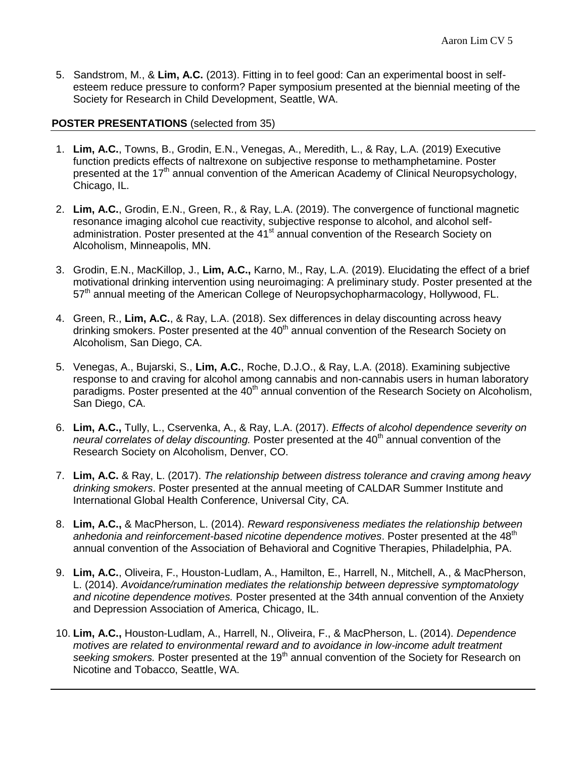5. Sandstrom, M., & **Lim, A.C.** (2013). Fitting in to feel good: Can an experimental boost in self-esteem reduce pressure to conform? Paper symposium presented at the biennial meeting of the Society for Research in Child Development, Seattle, WA.

**POSTER PRESENTATIONS** (selected from 35)

1. **Lim, A.C.**, Towns, B., Grodin, E.N., Venegas, A., Meredith, L., & Ray, L.A. (2019) Executive function predicts effects of naltrexone on subjective response to methamphetamine. Poster presented at the 17th annual convention of the American Academy of Clinical Neuropsychology, Chicago, IL.

2. **Lim, A.C.**, Grodin, E.N., Green, R., & Ray, L.A. (2019). The convergence of functional magnetic resonance imaging alcohol cue reactivity, subjective response to alcohol, and alcohol self-administration. Poster presented at the 41st annual convention of the Research Society on Alcoholism, Minneapolis, MN.

3. Grodin, E.N., MacKillop, J., **Lim, A.C.,** Karno, M., Ray, L.A. (2019). Elucidating the effect of a brief motivational drinking intervention using neuroimaging: A preliminary study. Poster presented at the 57th annual meeting of the American College of Neuropsychopharmacology, Hollywood, FL.

4. Green, R., **Lim, A.C.**, & Ray, L.A. (2018). Sex differences in delay discounting across heavy drinking smokers. Poster presented at the 40th annual convention of the Research Society on Alcoholism, San Diego, CA.

5. Venegas, A., Bujarski, S., **Lim, A.C.**, Roche, D.J.O., & Ray, L.A. (2018). Examining subjective response to and craving for alcohol among cannabis and non-cannabis users in human laboratory paradigms. Poster presented at the 40th annual convention of the Research Society on Alcoholism, San Diego, CA.

6. **Lim, A.C.,** Tully, L., Cservenka, A., & Ray, L.A. (2017). *Effects of alcohol dependence severity on neural correlates of delay discounting.* Poster presented at the 40th annual convention of the Research Society on Alcoholism, Denver, CO.

7. **Lim, A.C.** & Ray, L. (2017). *The relationship between distress tolerance and craving among heavy drinking smokers*. Poster presented at the annual meeting of CALDAR Summer Institute and International Global Health Conference, Universal City, CA.

8. **Lim, A.C.,** & MacPherson, L. (2014). *Reward responsiveness mediates the relationship between anhedonia and reinforcement-based nicotine dependence motives*. Poster presented at the 48th annual convention of the Association of Behavioral and Cognitive Therapies, Philadelphia, PA.

9. **Lim, A.C.**, Oliveira, F., Houston-Ludlam, A., Hamilton, E., Harrell, N., Mitchell, A., & MacPherson, L. (2014). *Avoidance/rumination mediates the relationship between depressive symptomatology and nicotine dependence motives.* Poster presented at the 34th annual convention of the Anxiety and Depression Association of America, Chicago, IL.

10. **Lim, A.C.,** Houston-Ludlam, A., Harrell, N., Oliveira, F., & MacPherson, L. (2014). *Dependence motives are related to environmental reward and to avoidance in low-income adult treatment seeking smokers.* Poster presented at the 19th annual convention of the Society for Research on Nicotine and Tobacco, Seattle, WA.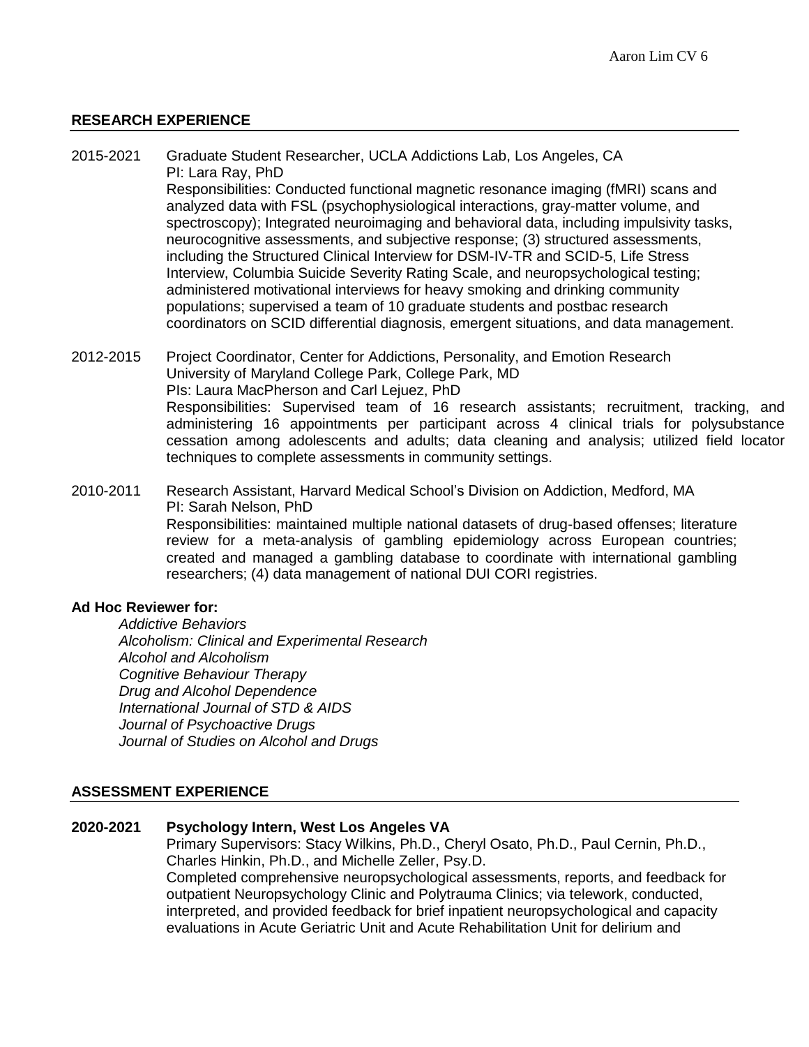## RESEARCH EXPERIENCE

2015-2021 Graduate Student Researcher, UCLA Addictions Lab, Los Angeles, CA
PI: Lara Ray, PhD
Responsibilities: Conducted functional magnetic resonance imaging (fMRI) scans and analyzed data with FSL (psychophysiological interactions, gray-matter volume, and spectroscopy); Integrated neuroimaging and behavioral data, including impulsivity tasks, neurocognitive assessments, and subjective response; (3) structured assessments, including the Structured Clinical Interview for DSM-IV-TR and SCID-5, Life Stress Interview, Columbia Suicide Severity Rating Scale, and neuropsychological testing; administered motivational interviews for heavy smoking and drinking community populations; supervised a team of 10 graduate students and postbac research coordinators on SCID differential diagnosis, emergent situations, and data management.

2012-2015 Project Coordinator, Center for Addictions, Personality, and Emotion Research
University of Maryland College Park, College Park, MD
PIs: Laura MacPherson and Carl Lejuez, PhD
Responsibilities: Supervised team of 16 research assistants; recruitment, tracking, and administering 16 appointments per participant across 4 clinical trials for polysubstance cessation among adolescents and adults; data cleaning and analysis; utilized field locator techniques to complete assessments in community settings.

2010-2011 Research Assistant, Harvard Medical School's Division on Addiction, Medford, MA
PI: Sarah Nelson, PhD
Responsibilities: maintained multiple national datasets of drug-based offenses; literature review for a meta-analysis of gambling epidemiology across European countries; created and managed a gambling database to coordinate with international gambling researchers; (4) data management of national DUI CORI registries.

**Ad Hoc Reviewer for:**

*Addictive Behaviors*
*Alcoholism: Clinical and Experimental Research*
*Alcohol and Alcoholism*
*Cognitive Behaviour Therapy*
*Drug and Alcohol Dependence*
*International Journal of STD & AIDS*
*Journal of Psychoactive Drugs*
*Journal of Studies on Alcohol and Drugs*

## ASSESSMENT EXPERIENCE

**2020-2021 Psychology Intern, West Los Angeles VA**
Primary Supervisors: Stacy Wilkins, Ph.D., Cheryl Osato, Ph.D., Paul Cernin, Ph.D., Charles Hinkin, Ph.D., and Michelle Zeller, Psy.D.
Completed comprehensive neuropsychological assessments, reports, and feedback for outpatient Neuropsychology Clinic and Polytrauma Clinics; via telework, conducted, interpreted, and provided feedback for brief inpatient neuropsychological and capacity evaluations in Acute Geriatric Unit and Acute Rehabilitation Unit for delirium and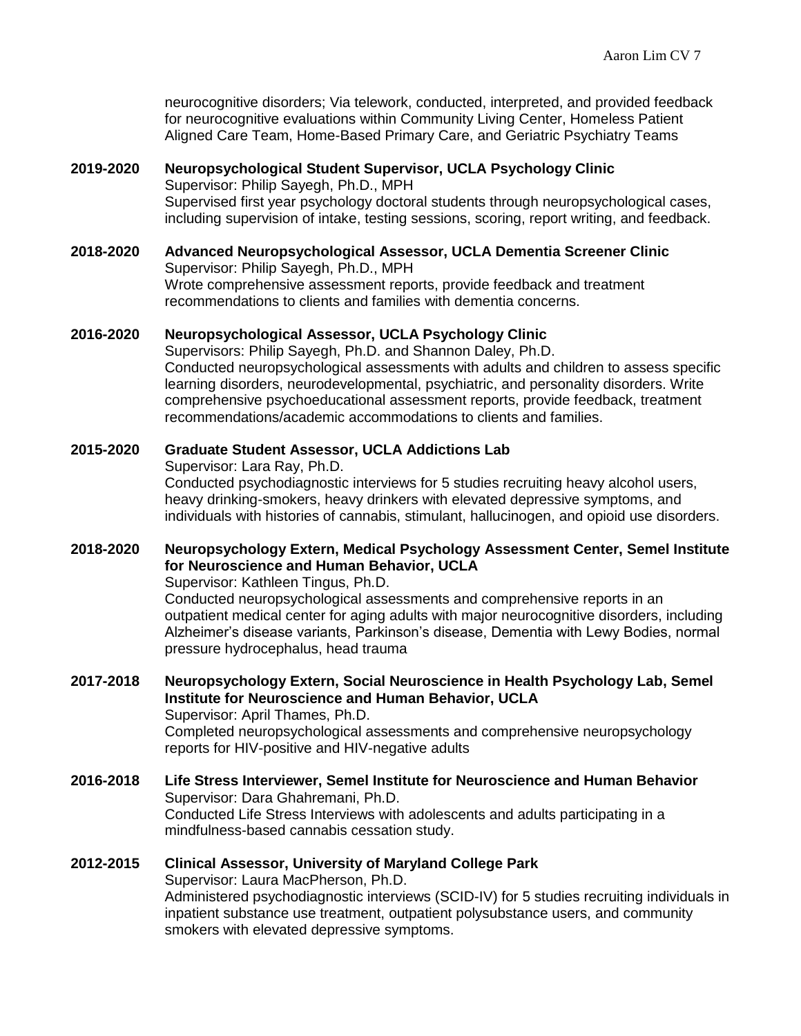neurocognitive disorders; Via telework, conducted, interpreted, and provided feedback for neurocognitive evaluations within Community Living Center, Homeless Patient Aligned Care Team, Home-Based Primary Care, and Geriatric Psychiatry Teams

**2019-2020** **Neuropsychological Student Supervisor, UCLA Psychology Clinic**
Supervisor: Philip Sayegh, Ph.D., MPH
Supervised first year psychology doctoral students through neuropsychological cases, including supervision of intake, testing sessions, scoring, report writing, and feedback.

**2018-2020** **Advanced Neuropsychological Assessor, UCLA Dementia Screener Clinic**
Supervisor: Philip Sayegh, Ph.D., MPH
Wrote comprehensive assessment reports, provide feedback and treatment recommendations to clients and families with dementia concerns.

**2016-2020** **Neuropsychological Assessor, UCLA Psychology Clinic**
Supervisors: Philip Sayegh, Ph.D. and Shannon Daley, Ph.D.
Conducted neuropsychological assessments with adults and children to assess specific learning disorders, neurodevelopmental, psychiatric, and personality disorders. Write comprehensive psychoeducational assessment reports, provide feedback, treatment recommendations/academic accommodations to clients and families.

**2015-2020** **Graduate Student Assessor, UCLA Addictions Lab**
Supervisor: Lara Ray, Ph.D.
Conducted psychodiagnostic interviews for 5 studies recruiting heavy alcohol users, heavy drinking-smokers, heavy drinkers with elevated depressive symptoms, and individuals with histories of cannabis, stimulant, hallucinogen, and opioid use disorders.

**2018-2020** **Neuropsychology Extern, Medical Psychology Assessment Center, Semel Institute for Neuroscience and Human Behavior, UCLA**
Supervisor: Kathleen Tingus, Ph.D.
Conducted neuropsychological assessments and comprehensive reports in an outpatient medical center for aging adults with major neurocognitive disorders, including Alzheimer's disease variants, Parkinson's disease, Dementia with Lewy Bodies, normal pressure hydrocephalus, head trauma

**2017-2018** **Neuropsychology Extern, Social Neuroscience in Health Psychology Lab, Semel Institute for Neuroscience and Human Behavior, UCLA**
Supervisor: April Thames, Ph.D.
Completed neuropsychological assessments and comprehensive neuropsychology reports for HIV-positive and HIV-negative adults

**2016-2018** **Life Stress Interviewer, Semel Institute for Neuroscience and Human Behavior**
Supervisor: Dara Ghahremani, Ph.D.
Conducted Life Stress Interviews with adolescents and adults participating in a mindfulness-based cannabis cessation study.

**2012-2015** **Clinical Assessor, University of Maryland College Park**
Supervisor: Laura MacPherson, Ph.D.
Administered psychodiagnostic interviews (SCID-IV) for 5 studies recruiting individuals in inpatient substance use treatment, outpatient polysubstance users, and community smokers with elevated depressive symptoms.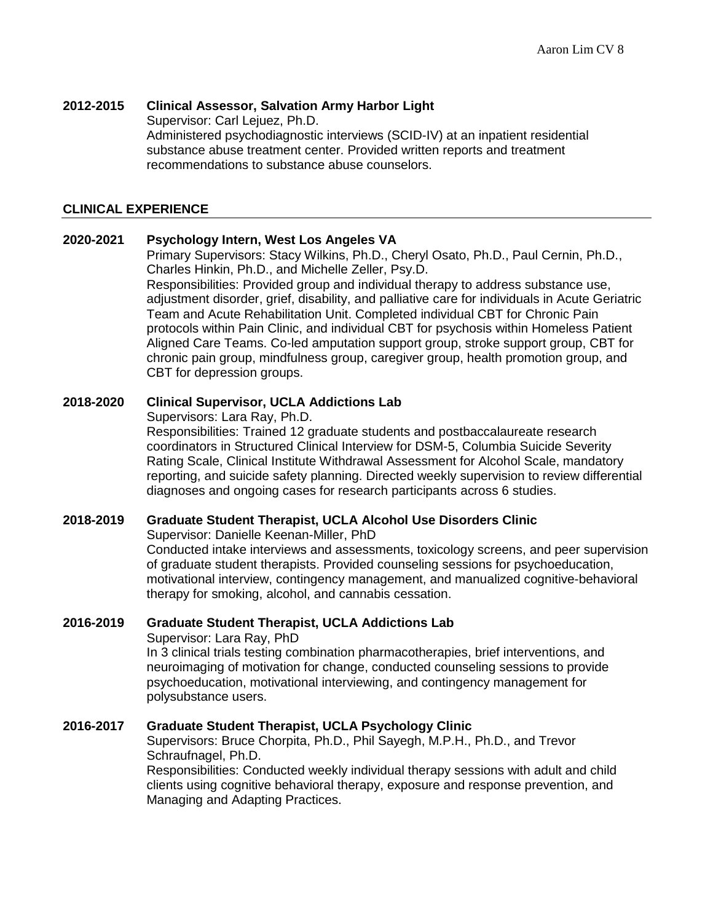**2012-2015 Clinical Assessor, Salvation Army Harbor Light**
Supervisor: Carl Lejuez, Ph.D.
Administered psychodiagnostic interviews (SCID-IV) at an inpatient residential substance abuse treatment center. Provided written reports and treatment recommendations to substance abuse counselors.

## CLINICAL EXPERIENCE

**2020-2021 Psychology Intern, West Los Angeles VA**
Primary Supervisors: Stacy Wilkins, Ph.D., Cheryl Osato, Ph.D., Paul Cernin, Ph.D., Charles Hinkin, Ph.D., and Michelle Zeller, Psy.D.
Responsibilities: Provided group and individual therapy to address substance use, adjustment disorder, grief, disability, and palliative care for individuals in Acute Geriatric Team and Acute Rehabilitation Unit. Completed individual CBT for Chronic Pain protocols within Pain Clinic, and individual CBT for psychosis within Homeless Patient Aligned Care Teams. Co-led amputation support group, stroke support group, CBT for chronic pain group, mindfulness group, caregiver group, health promotion group, and CBT for depression groups.

**2018-2020 Clinical Supervisor, UCLA Addictions Lab**
Supervisors: Lara Ray, Ph.D.
Responsibilities: Trained 12 graduate students and postbaccalaureate research coordinators in Structured Clinical Interview for DSM-5, Columbia Suicide Severity Rating Scale, Clinical Institute Withdrawal Assessment for Alcohol Scale, mandatory reporting, and suicide safety planning. Directed weekly supervision to review differential diagnoses and ongoing cases for research participants across 6 studies.

**2018-2019 Graduate Student Therapist, UCLA Alcohol Use Disorders Clinic**
Supervisor: Danielle Keenan-Miller, PhD
Conducted intake interviews and assessments, toxicology screens, and peer supervision of graduate student therapists. Provided counseling sessions for psychoeducation, motivational interview, contingency management, and manualized cognitive-behavioral therapy for smoking, alcohol, and cannabis cessation.

**2016-2019 Graduate Student Therapist, UCLA Addictions Lab**
Supervisor: Lara Ray, PhD
In 3 clinical trials testing combination pharmacotherapies, brief interventions, and neuroimaging of motivation for change, conducted counseling sessions to provide psychoeducation, motivational interviewing, and contingency management for polysubstance users.

**2016-2017 Graduate Student Therapist, UCLA Psychology Clinic**
Supervisors: Bruce Chorpita, Ph.D., Phil Sayegh, M.P.H., Ph.D., and Trevor Schraufnagel, Ph.D.
Responsibilities: Conducted weekly individual therapy sessions with adult and child clients using cognitive behavioral therapy, exposure and response prevention, and Managing and Adapting Practices.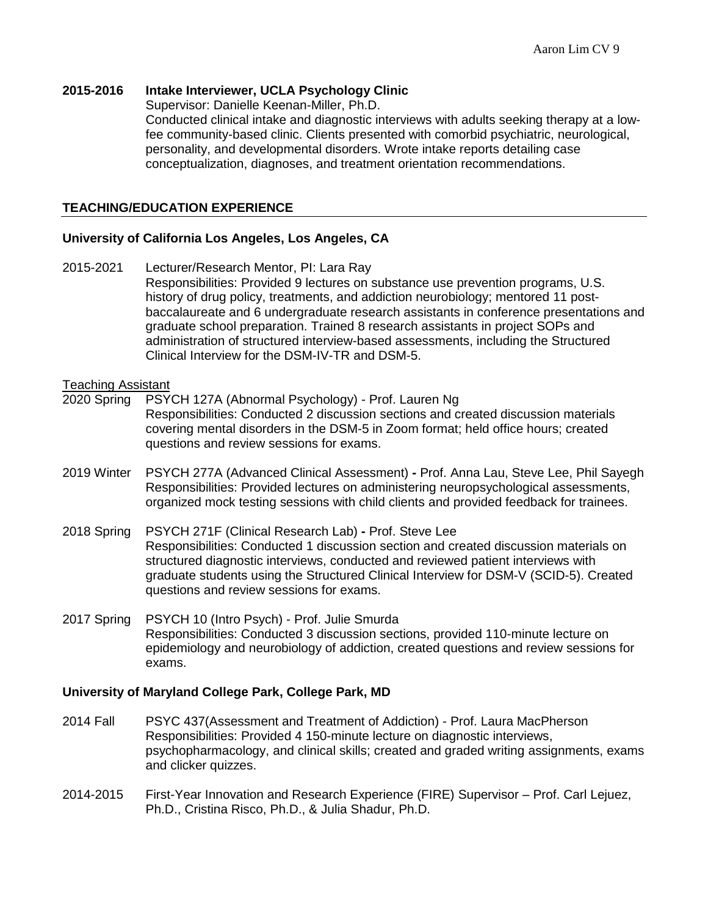**2015-2016 Intake Interviewer, UCLA Psychology Clinic**

Supervisor: Danielle Keenan-Miller, Ph.D.
Conducted clinical intake and diagnostic interviews with adults seeking therapy at a low-fee community-based clinic. Clients presented with comorbid psychiatric, neurological, personality, and developmental disorders. Wrote intake reports detailing case conceptualization, diagnoses, and treatment orientation recommendations.

## TEACHING/EDUCATION EXPERIENCE

### University of California Los Angeles, Los Angeles, CA

2015-2021 Lecturer/Research Mentor, PI: Lara Ray
Responsibilities: Provided 9 lectures on substance use prevention programs, U.S. history of drug policy, treatments, and addiction neurobiology; mentored 11 post-baccalaureate and 6 undergraduate research assistants in conference presentations and graduate school preparation. Trained 8 research assistants in project SOPs and administration of structured interview-based assessments, including the Structured Clinical Interview for the DSM-IV-TR and DSM-5.

Teaching Assistant

2020 Spring PSYCH 127A (Abnormal Psychology) - Prof. Lauren Ng
Responsibilities: Conducted 2 discussion sections and created discussion materials covering mental disorders in the DSM-5 in Zoom format; held office hours; created questions and review sessions for exams.

2019 Winter PSYCH 277A (Advanced Clinical Assessment) **-** Prof. Anna Lau, Steve Lee, Phil Sayegh
Responsibilities: Provided lectures on administering neuropsychological assessments, organized mock testing sessions with child clients and provided feedback for trainees.

2018 Spring PSYCH 271F (Clinical Research Lab) **-** Prof. Steve Lee
Responsibilities: Conducted 1 discussion section and created discussion materials on structured diagnostic interviews, conducted and reviewed patient interviews with graduate students using the Structured Clinical Interview for DSM-V (SCID-5). Created questions and review sessions for exams.

2017 Spring PSYCH 10 (Intro Psych) - Prof. Julie Smurda
Responsibilities: Conducted 3 discussion sections, provided 110-minute lecture on epidemiology and neurobiology of addiction, created questions and review sessions for exams.

### University of Maryland College Park, College Park, MD

2014 Fall PSYC 437(Assessment and Treatment of Addiction) - Prof. Laura MacPherson
Responsibilities: Provided 4 150-minute lecture on diagnostic interviews, psychopharmacology, and clinical skills; created and graded writing assignments, exams and clicker quizzes.

2014-2015 First-Year Innovation and Research Experience (FIRE) Supervisor – Prof. Carl Lejuez, Ph.D., Cristina Risco, Ph.D., & Julia Shadur, Ph.D.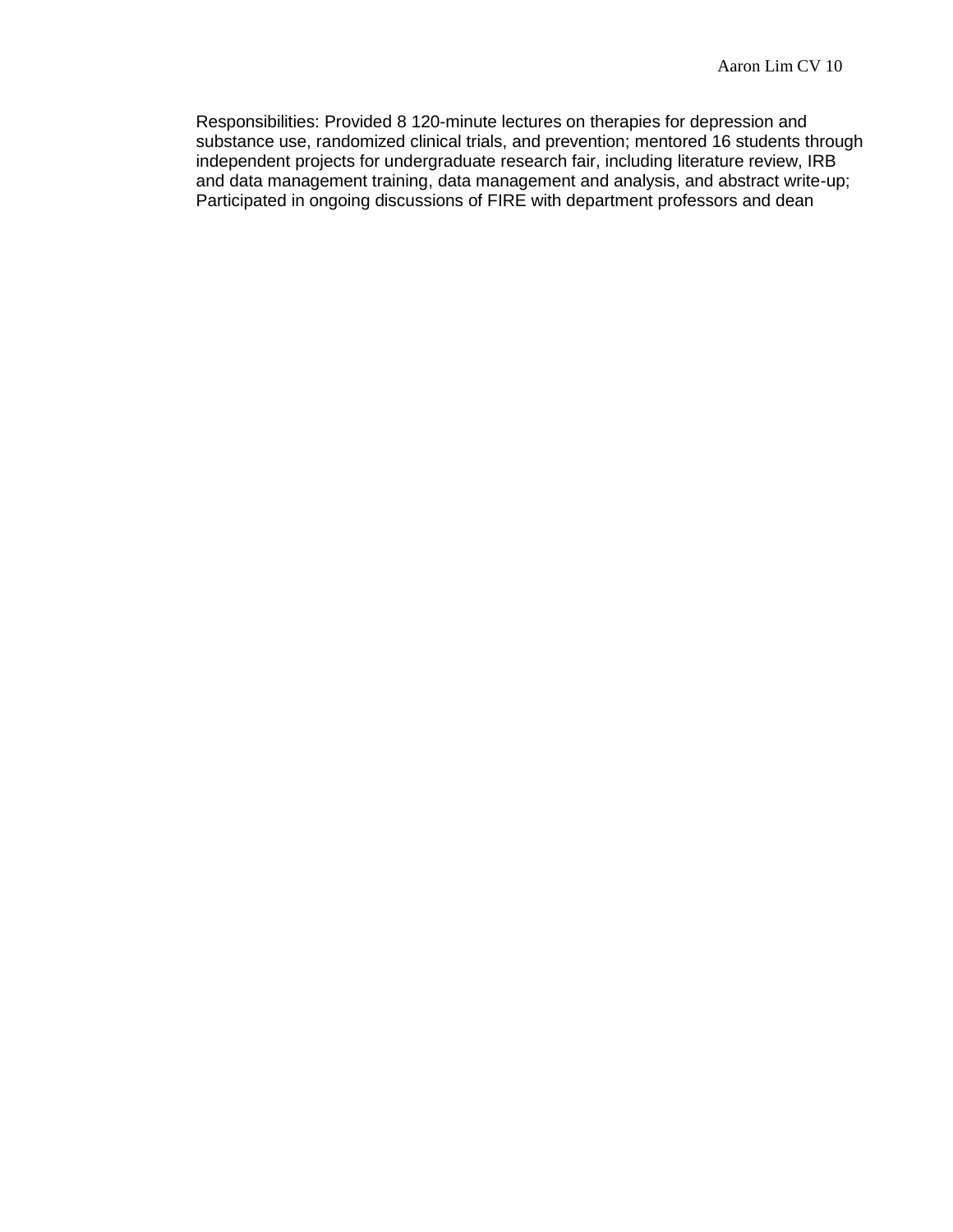Responsibilities: Provided 8 120-minute lectures on therapies for depression and substance use, randomized clinical trials, and prevention; mentored 16 students through independent projects for undergraduate research fair, including literature review, IRB and data management training, data management and analysis, and abstract write-up; Participated in ongoing discussions of FIRE with department professors and dean